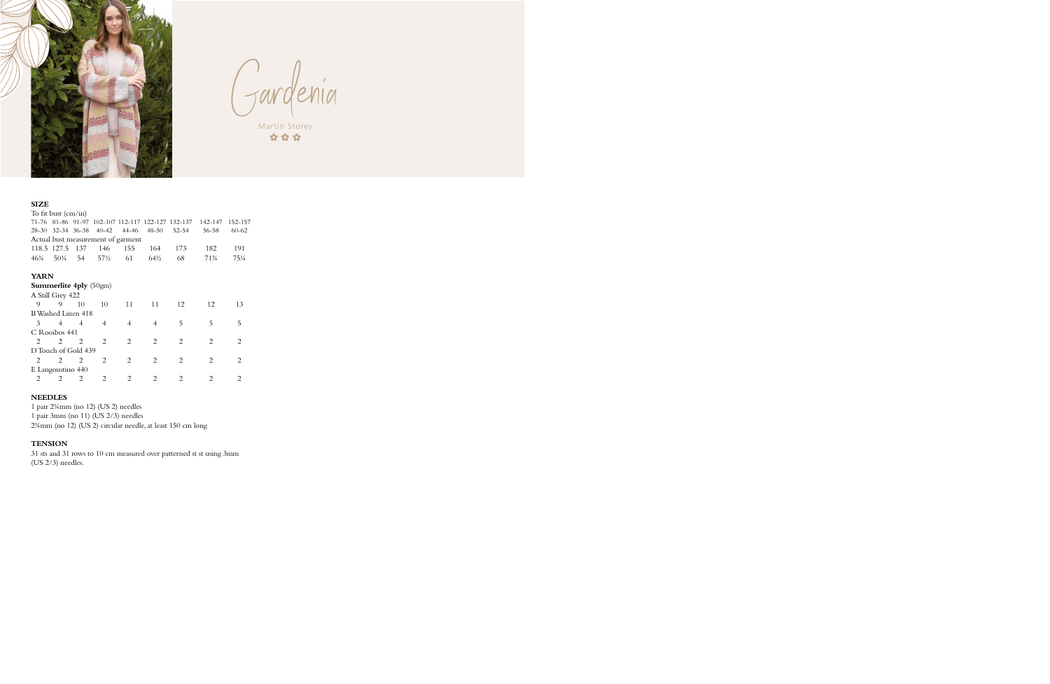# Gardenia

Martin Storey

**SIZE**

To fit bust (cm/in)

| 71-76 | 81-86 | 91-97 | 102-107 | 112-117 | 122-127 | 132-137 | 142-147 | 152-157 |
|---|---|---|---|---|---|---|---|---|
| 28-30 | 32-34 | 36-38 | 40-42 | 44-46 | 48-50 | 52-54 | 56-58 | 60-62 |

Actual bust measurement of garment

| 118.5 | 127.5 | 137 | 146 | 155 | 164 | 173 | 182 | 191 |
|---|---|---|---|---|---|---|---|---|
| 46¾ | 50¼ | 54 | 57½ | 61 | 64½ | 68 | 71¾ | 75¼ |

**YARN**

**Summerlite 4ply** (50gm)

A Still Grey 422

| 9 | 9 | 10 | 10 | 11 | 11 | 12 | 12 | 13 |
|---|---|---|---|---|---|---|---|---|

B Washed Linen 418

| 3 | 4 | 4 | 4 | 4 | 4 | 5 | 5 | 5 |
|---|---|---|---|---|---|---|---|---|

C Rooibos 441

| 2 | 2 | 2 | 2 | 2 | 2 | 2 | 2 | 2 |
|---|---|---|---|---|---|---|---|---|

D Touch of Gold 439

| 2 | 2 | 2 | 2 | 2 | 2 | 2 | 2 | 2 |
|---|---|---|---|---|---|---|---|---|

E Langoustino 440

| 2 | 2 | 2 | 2 | 2 | 2 | 2 | 2 | 2 |
|---|---|---|---|---|---|---|---|---|

**NEEDLES**

1 pair 2¾mm (no 12) (US 2) needles
1 pair 3mm (no 11) (US 2/3) needles
2¾mm (no 12) (US 2) circular needle, at least 150 cm long

**TENSION**

31 sts and 31 rows to 10 cm measured over patterned st st using 3mm (US 2/3) needles.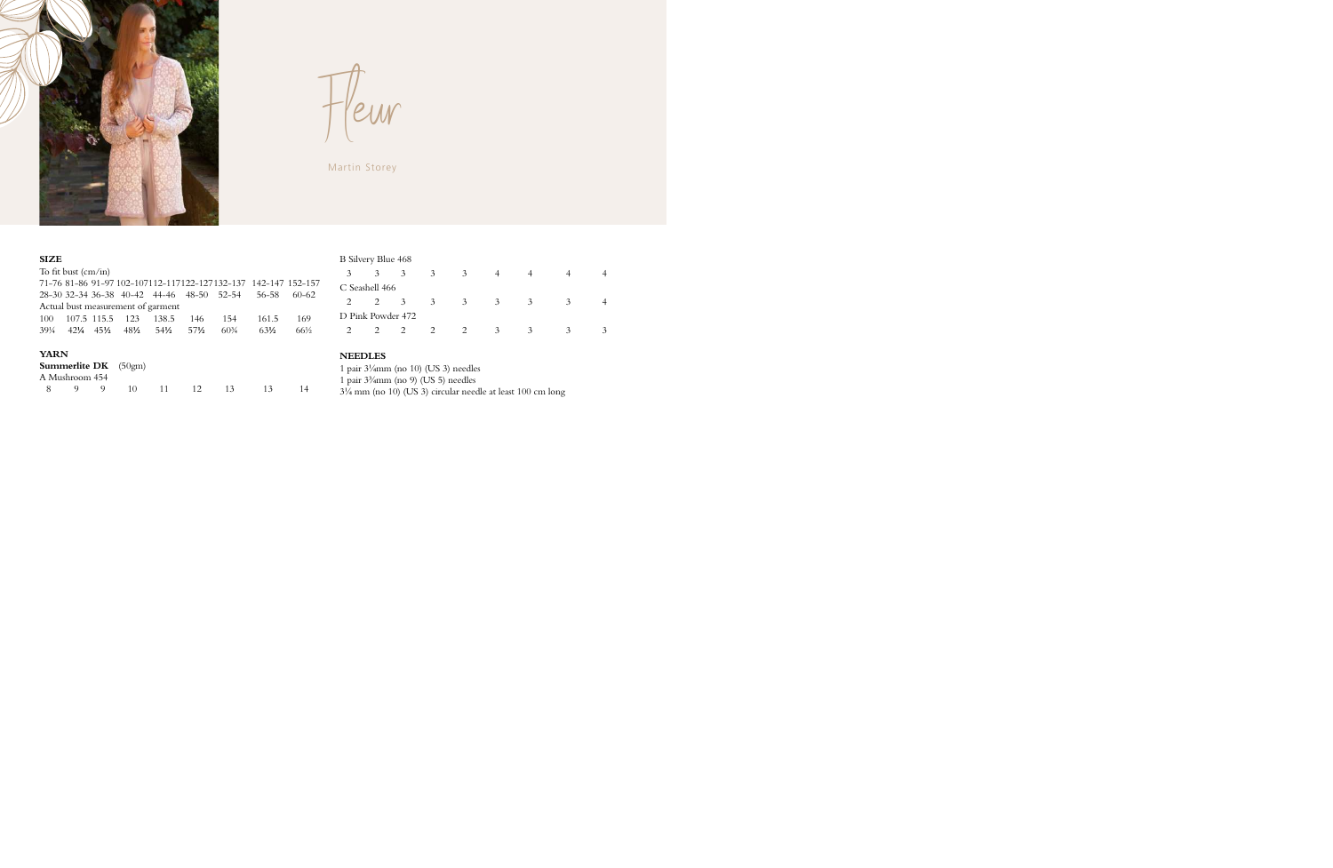# Fleur

Martin Storey

## SIZE

To fit bust (cm/in)

| 71-76 | 81-86 | 91-97 | 102-107 | 112-117 | 122-127 | 132-137 | 142-147 | 152-157 |
|---|---|---|---|---|---|---|---|---|
| 28-30 | 32-34 | 36-38 | 40-42 | 44-46 | 48-50 | 52-54 | 56-58 | 60-62 |

Actual bust measurement of garment

| 100 | 107.5 | 115.5 | 123 | 138.5 | 146 | 154 | 161.5 | 169 |
|---|---|---|---|---|---|---|---|---|
| 39¼ | 42¼ | 45½ | 48½ | 54½ | 57½ | 60¾ | 63½ | 66½ |

## YARN

**Summerlite DK** (50gm)

| Shade | | | | | | | | | |
|---|---|---|---|---|---|---|---|---|---|
| A Mushroom 454 | 8 | 9 | 9 | 10 | 11 | 12 | 13 | 13 | 14 |
| B Silvery Blue 468 | 3 | 3 | 3 | 3 | 3 | 4 | 4 | 4 | 4 |
| C Seashell 466 | 2 | 2 | 3 | 3 | 3 | 3 | 3 | 3 | 4 |
| D Pink Powder 472 | 2 | 2 | 2 | 2 | 2 | 3 | 3 | 3 | 3 |

## NEEDLES

1 pair 3¼mm (no 10) (US 3) needles
1 pair 3¾mm (no 9) (US 5) needles
3¼ mm (no 10) (US 3) circular needle at least 100 cm long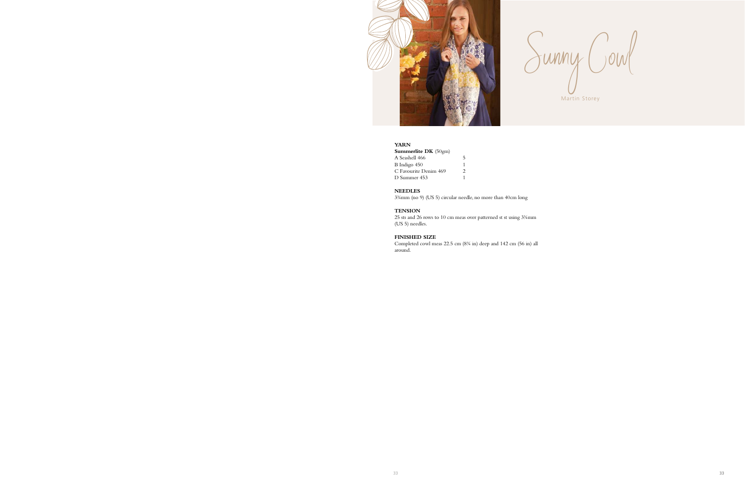# Sunny Cowl

Martin Storey

**YARN**

**Summerlite DK** (50gm)

| | |
|---|---|
| A Seashell 466 | 5 |
| B Indigo 450 | 1 |
| C Favourite Denim 469 | 2 |
| D Summer 453 | 1 |

**NEEDLES**

3¾mm (no 9) (US 5) circular needle, no more than 40cm long

**TENSION**

25 sts and 26 rows to 10 cm meas over patterned st st using 3¾mm (US 5) needles.

**FINISHED SIZE**

Completed cowl meas 22.5 cm (8¾ in) deep and 142 cm (56 in) all around.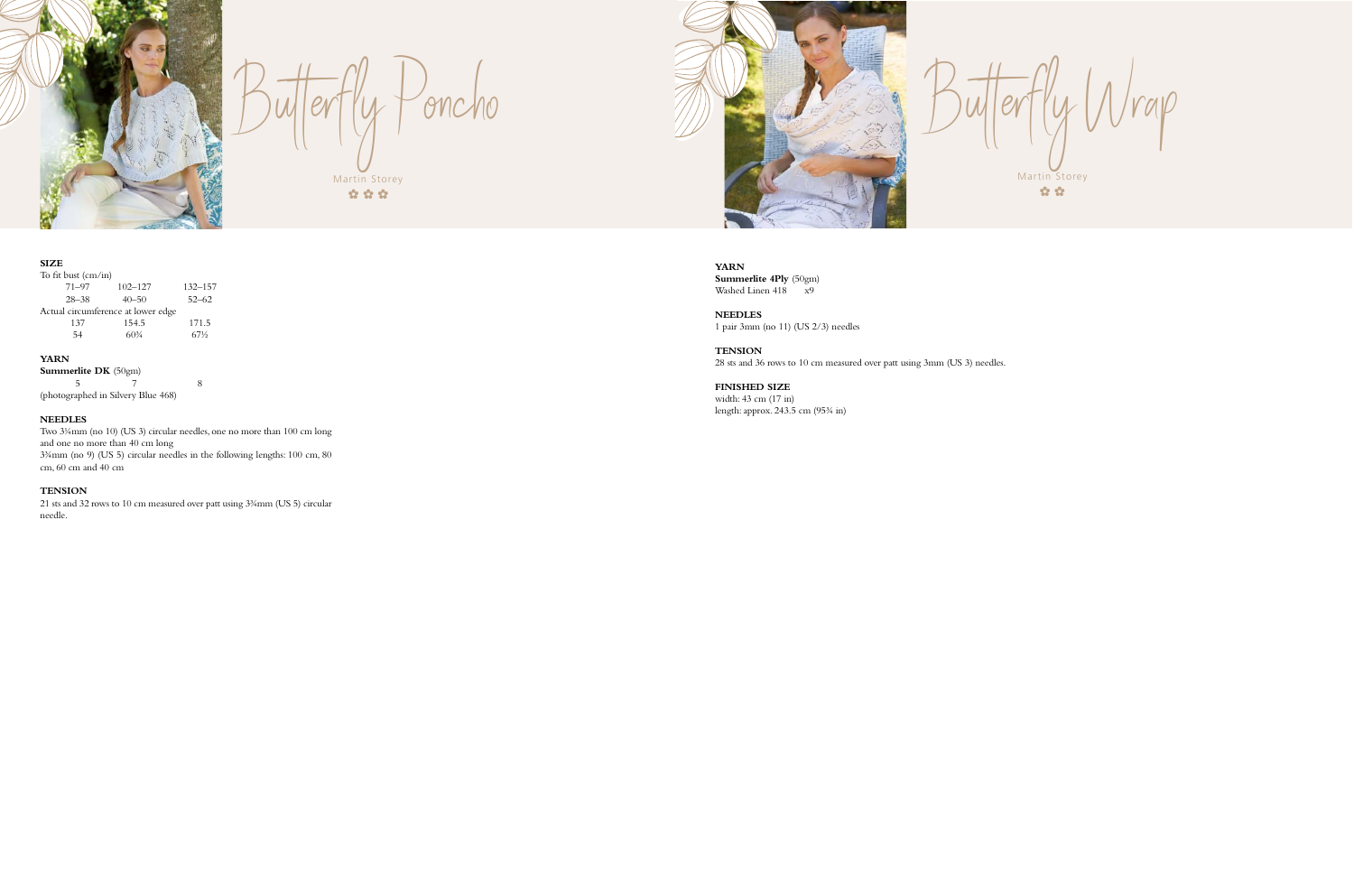# Butterfly Poncho

Martin Storey

✿ ✿ ✿

**SIZE**

To fit bust (cm/in)

| 71–97 | 102–127 | 132–157 |
|---|---|---|
| 28–38 | 40–50 | 52–62 |

Actual circumference at lower edge

| 137 | 154.5 | 171.5 |
|---|---|---|
| 54 | 60¾ | 67½ |

**YARN**

**Summerlite DK** (50gm)

| 5 | 7 | 8 |
|---|---|---|

(photographed in Silvery Blue 468)

**NEEDLES**

Two 3¼mm (no 10) (US 3) circular needles, one no more than 100 cm long and one no more than 40 cm long

3¾mm (no 9) (US 5) circular needles in the following lengths: 100 cm, 80 cm, 60 cm and 40 cm

**TENSION**

21 sts and 32 rows to 10 cm measured over patt using 3¾mm (US 5) circular needle.

# Butterfly Wrap

Martin Storey

✿ ✿

**YARN**

**Summerlite 4Ply** (50gm)

Washed Linen 418 x9

**NEEDLES**

1 pair 3mm (no 11) (US 2/3) needles

**TENSION**

28 sts and 36 rows to 10 cm measured over patt using 3mm (US 3) needles.

**FINISHED SIZE**

width: 43 cm (17 in)

length: approx. 243.5 cm (95¾ in)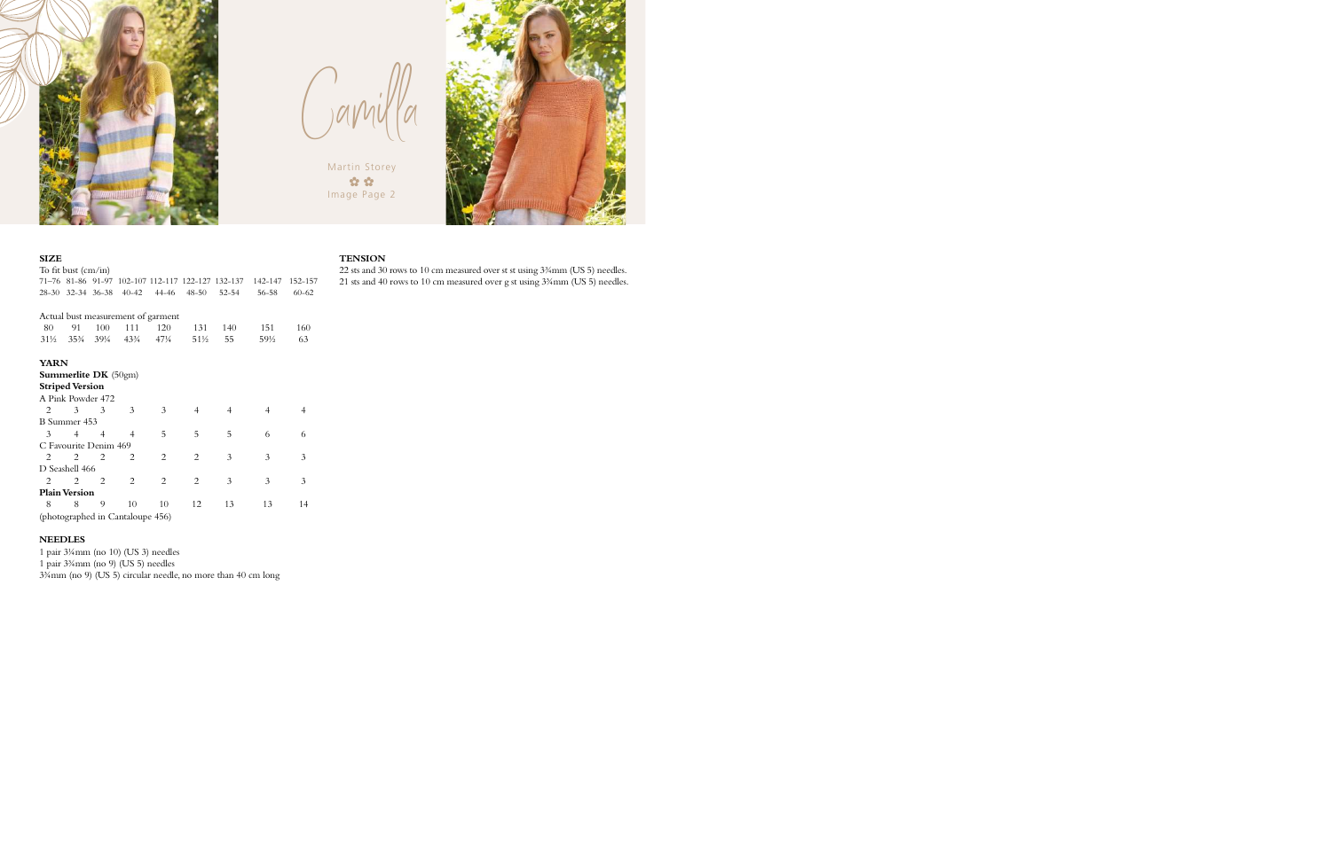# Camilla

Martin Storey

Image Page 2

**SIZE**

To fit bust (cm/in)

| 71–76 | 81-86 | 91-97 | 102-107 | 112-117 | 122-127 | 132-137 | 142-147 | 152-157 |
|---|---|---|---|---|---|---|---|---|
| 28-30 | 32-34 | 36-38 | 40-42 | 44-46 | 48-50 | 52-54 | 56-58 | 60-62 |

Actual bust measurement of garment

| 80 | 91 | 100 | 111 | 120 | 131 | 140 | 151 | 160 |
|---|---|---|---|---|---|---|---|---|
| 31½ | 35¾ | 39¼ | 43¾ | 47¼ | 51½ | 55 | 59½ | 63 |

**YARN**

**Summerlite DK** (50gm)

**Striped Version**

| | | | | | | | | |
|---|---|---|---|---|---|---|---|---|
| A Pink Powder 472 | | | | | | | | |
| 2 | 3 | 3 | 3 | 3 | 4 | 4 | 4 | 4 |
| B Summer 453 | | | | | | | | |
| 3 | 4 | 4 | 4 | 5 | 5 | 5 | 6 | 6 |
| C Favourite Denim 469 | | | | | | | | |
| 2 | 2 | 2 | 2 | 2 | 2 | 3 | 3 | 3 |
| D Seashell 466 | | | | | | | | |
| 2 | 2 | 2 | 2 | 2 | 2 | 3 | 3 | 3 |

**Plain Version**

| 8 | 8 | 9 | 10 | 10 | 12 | 13 | 13 | 14 |
|---|---|---|---|---|---|---|---|---|

(photographed in Cantaloupe 456)

**NEEDLES**

1 pair 3¼mm (no 10) (US 3) needles
1 pair 3¾mm (no 9) (US 5) needles
3¾mm (no 9) (US 5) circular needle, no more than 40 cm long

**TENSION**

22 sts and 30 rows to 10 cm measured over st st using 3¾mm (US 5) needles.
21 sts and 40 rows to 10 cm measured over g st using 3¾mm (US 5) needles.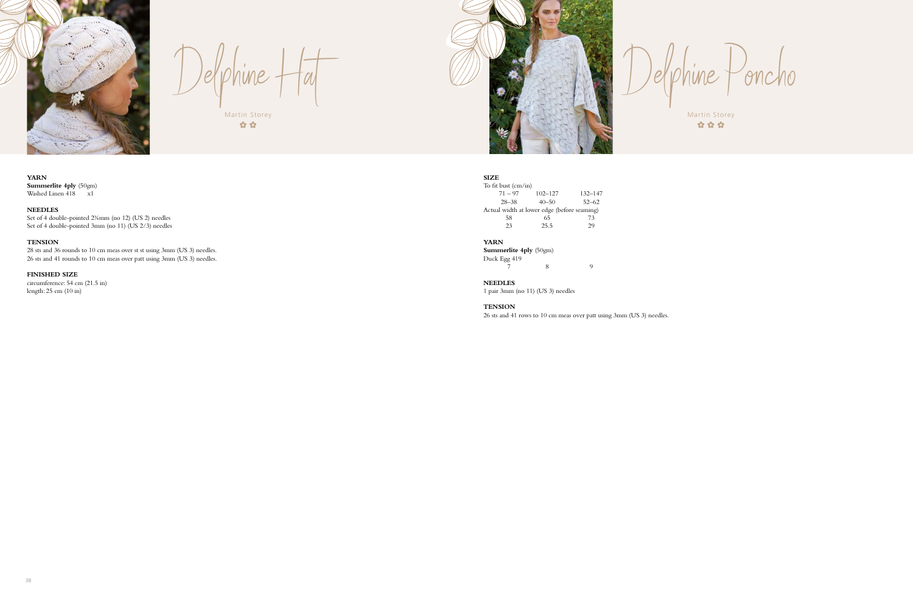# Delphine Hat

Martin Storey

## YARN

**Summerlite 4ply** (50gm)
Washed Linen 418 x1

## NEEDLES

Set of 4 double-pointed 2¾mm (no 12) (US 2) needles
Set of 4 double-pointed 3mm (no 11) (US 2/3) needles

## TENSION

28 sts and 36 rounds to 10 cm meas over st st using 3mm (US 3) needles.
26 sts and 41 rounds to 10 cm meas over patt using 3mm (US 3) needles.

## FINISHED SIZE

circumference: 54 cm (21.5 in)
length: 25 cm (10 in)

# Delphine Poncho

Martin Storey

## SIZE

| To fit bust (cm/in) | | |
|---|---|---|
| 71 – 97 | 102–127 | 132–147 |
| 28–38 | 40–50 | 52–62 |
| **Actual width at lower edge (before seaming)** | | |
| 58 | 65 | 73 |
| 23 | 25.5 | 29 |

## YARN

**Summerlite 4ply** (50gm)

| Duck Egg 419 | | |
|---|---|---|
| 7 | 8 | 9 |

## NEEDLES

1 pair 3mm (no 11) (US 3) needles

## TENSION

26 sts and 41 rows to 10 cm meas over patt using 3mm (US 3) needles.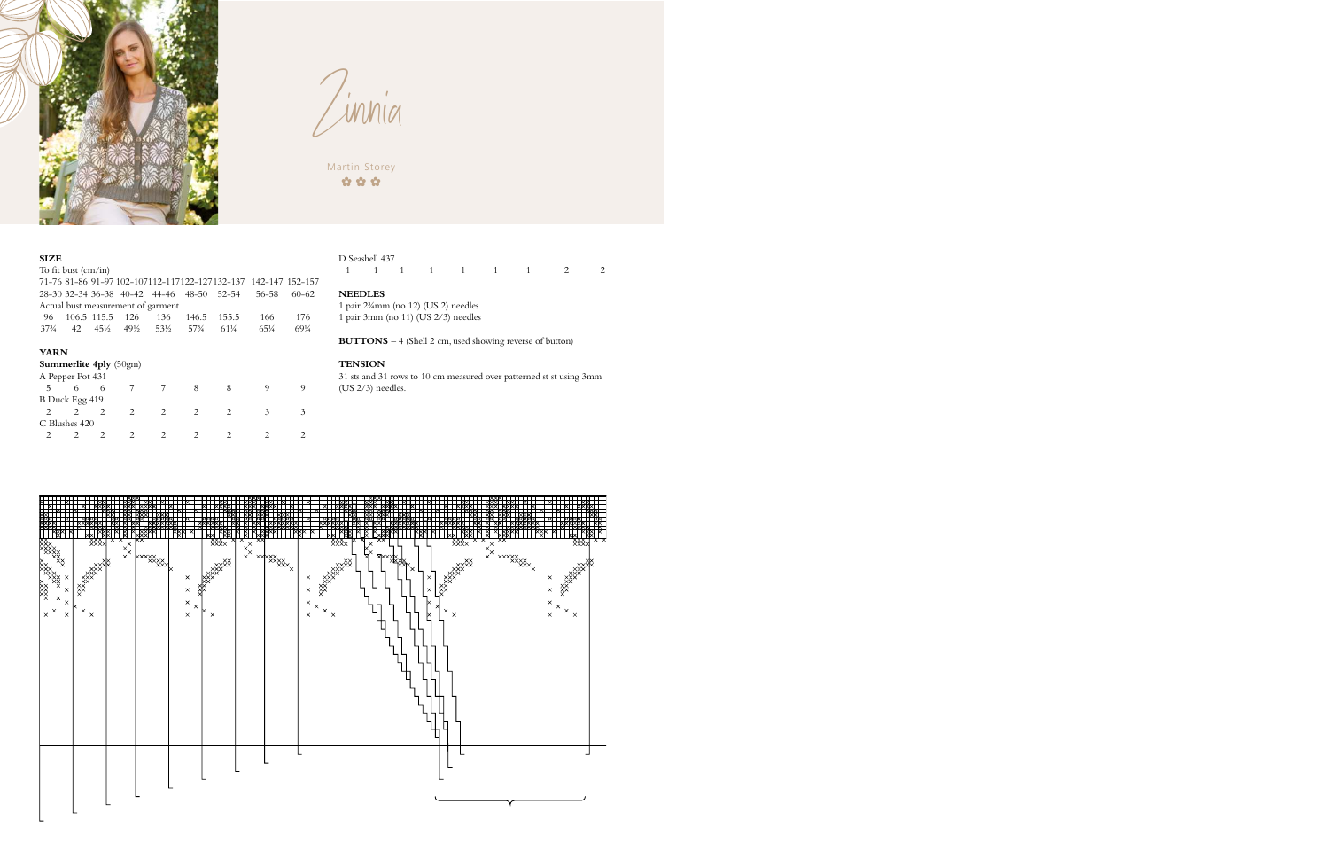# Zinnia

Martin Storey

## SIZE

To fit bust (cm/in)

| 71-76 | 81-86 | 91-97 | 102-107 | 112-117 | 122-127 | 132-137 | 142-147 | 152-157 |
|---|---|---|---|---|---|---|---|---|
| 28-30 | 32-34 | 36-38 | 40-42 | 44-46 | 48-50 | 52-54 | 56-58 | 60-62 |

Actual bust measurement of garment

| 96 | 106.5 | 115.5 | 126 | 136 | 146.5 | 155.5 | 166 | 176 |
|---|---|---|---|---|---|---|---|---|
| 37¾ | 42 | 45½ | 49½ | 53½ | 57¾ | 61¼ | 65¼ | 69¼ |

## YARN

**Summerlite 4ply** (50gm)

| | | | | | | | | |
|---|---|---|---|---|---|---|---|---|
| A Pepper Pot 431 | | | | | | | | |
| 5 | 6 | 6 | 7 | 7 | 8 | 8 | 9 | 9 |
| B Duck Egg 419 | | | | | | | | |
| 2 | 2 | 2 | 2 | 2 | 2 | 2 | 3 | 3 |
| C Blushes 420 | | | | | | | | |
| 2 | 2 | 2 | 2 | 2 | 2 | 2 | 2 | 2 |
| D Seashell 437 | | | | | | | | |
| 1 | 1 | 1 | 1 | 1 | 1 | 1 | 2 | 2 |

## NEEDLES

1 pair 2¾mm (no 12) (US 2) needles
1 pair 3mm (no 11) (US 2/3) needles

**BUTTONS** – 4 (Shell 2 cm, used showing reverse of button)

## TENSION

31 sts and 31 rows to 10 cm measured over patterned st st using 3mm (US 2/3) needles.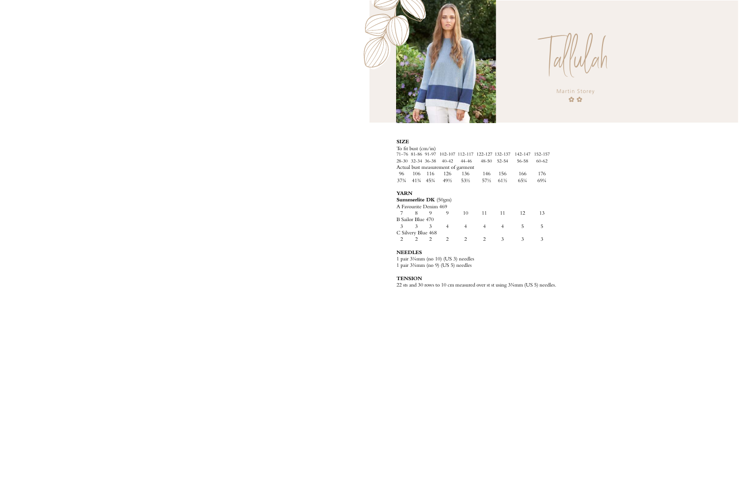# Tallulah

Martin Storey

✿ ✿

**SIZE**

To fit bust (cm/in)

| | | | | | | | | |
|---|---|---|---|---|---|---|---|---|
| 71–76 | 81–86 | 91–97 | 102–107 | 112–117 | 122–127 | 132–137 | 142–147 | 152–157 |
| 28–30 | 32–34 | 36–38 | 40–42 | 44–46 | 48–50 | 52–54 | 56–58 | 60–62 |

Actual bust measurement of garment

| | | | | | | | | |
|---|---|---|---|---|---|---|---|---|
| 96 | 106 | 116 | 126 | 136 | 146 | 156 | 166 | 176 |
| 37¾ | 41¾ | 45¾ | 49½ | 53½ | 57½ | 61½ | 65¼ | 69¼ |

**YARN**

**Summerlite DK** (50gm)

A Favourite Denim 469

| | | | | | | | | |
|---|---|---|---|---|---|---|---|---|
| 7 | 8 | 9 | 9 | 10 | 11 | 11 | 12 | 13 |

B Sailor Blue 470

| | | | | | | | | |
|---|---|---|---|---|---|---|---|---|
| 3 | 3 | 3 | 4 | 4 | 4 | 4 | 5 | 5 |

C Silvery Blue 468

| | | | | | | | | |
|---|---|---|---|---|---|---|---|---|
| 2 | 2 | 2 | 2 | 2 | 2 | 3 | 3 | 3 |

**NEEDLES**

1 pair 3¼mm (no 10) (US 3) needles
1 pair 3¾mm (no 9) (US 5) needles

**TENSION**

22 sts and 30 rows to 10 cm measured over st st using 3¾mm (US 5) needles.